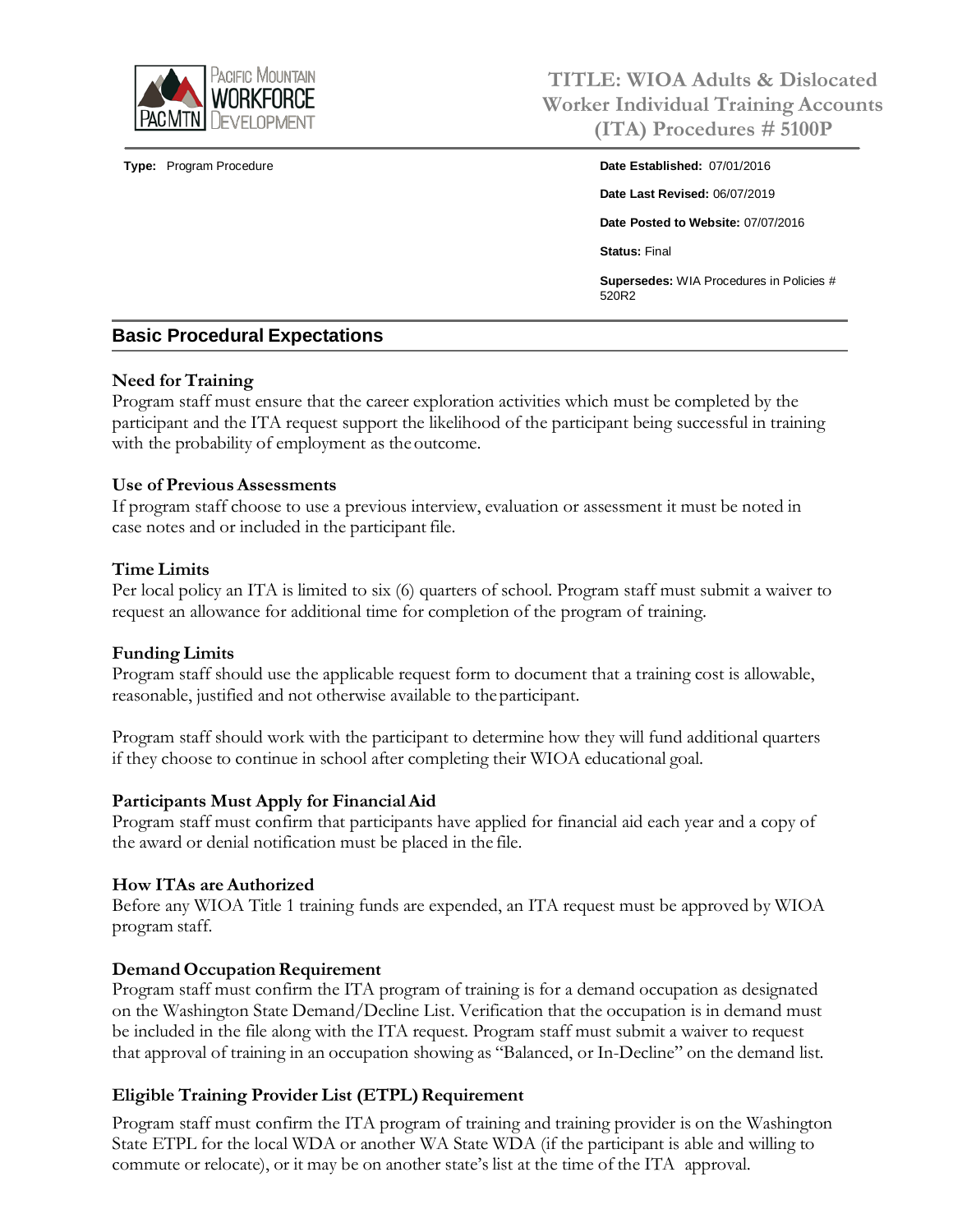# TITLE: WIOA Adults & Dislocated Worker Individual Training Accounts (ITA) Procedures # 5100P

**Type:** Program Procedure

**Date Established:** 07/01/2016

**Date Last Revised:** 06/07/2019

**Date Posted to Website:** 07/07/2016

**Status:** Final

**Supersedes:** WIA Procedures in Policies # 520R2

## Basic Procedural Expectations

### Need for Training

Program staff must ensure that the career exploration activities which must be completed by the participant and the ITA request support the likelihood of the participant being successful in training with the probability of employment as the outcome.

### Use of Previous Assessments

If program staff choose to use a previous interview, evaluation or assessment it must be noted in case notes and or included in the participant file.

### Time Limits

Per local policy an ITA is limited to six (6) quarters of school. Program staff must submit a waiver to request an allowance for additional time for completion of the program of training.

### Funding Limits

Program staff should use the applicable request form to document that a training cost is allowable, reasonable, justified and not otherwise available to the participant.

Program staff should work with the participant to determine how they will fund additional quarters if they choose to continue in school after completing their WIOA educational goal.

### Participants Must Apply for Financial Aid

Program staff must confirm that participants have applied for financial aid each year and a copy of the award or denial notification must be placed in the file.

### How ITAs are Authorized

Before any WIOA Title 1 training funds are expended, an ITA request must be approved by WIOA program staff.

### Demand Occupation Requirement

Program staff must confirm the ITA program of training is for a demand occupation as designated on the Washington State Demand/Decline List. Verification that the occupation is in demand must be included in the file along with the ITA request. Program staff must submit a waiver to request that approval of training in an occupation showing as "Balanced, or In-Decline" on the demand list.

### Eligible Training Provider List (ETPL) Requirement

Program staff must confirm the ITA program of training and training provider is on the Washington State ETPL for the local WDA or another WA State WDA (if the participant is able and willing to commute or relocate), or it may be on another state's list at the time of the ITA approval.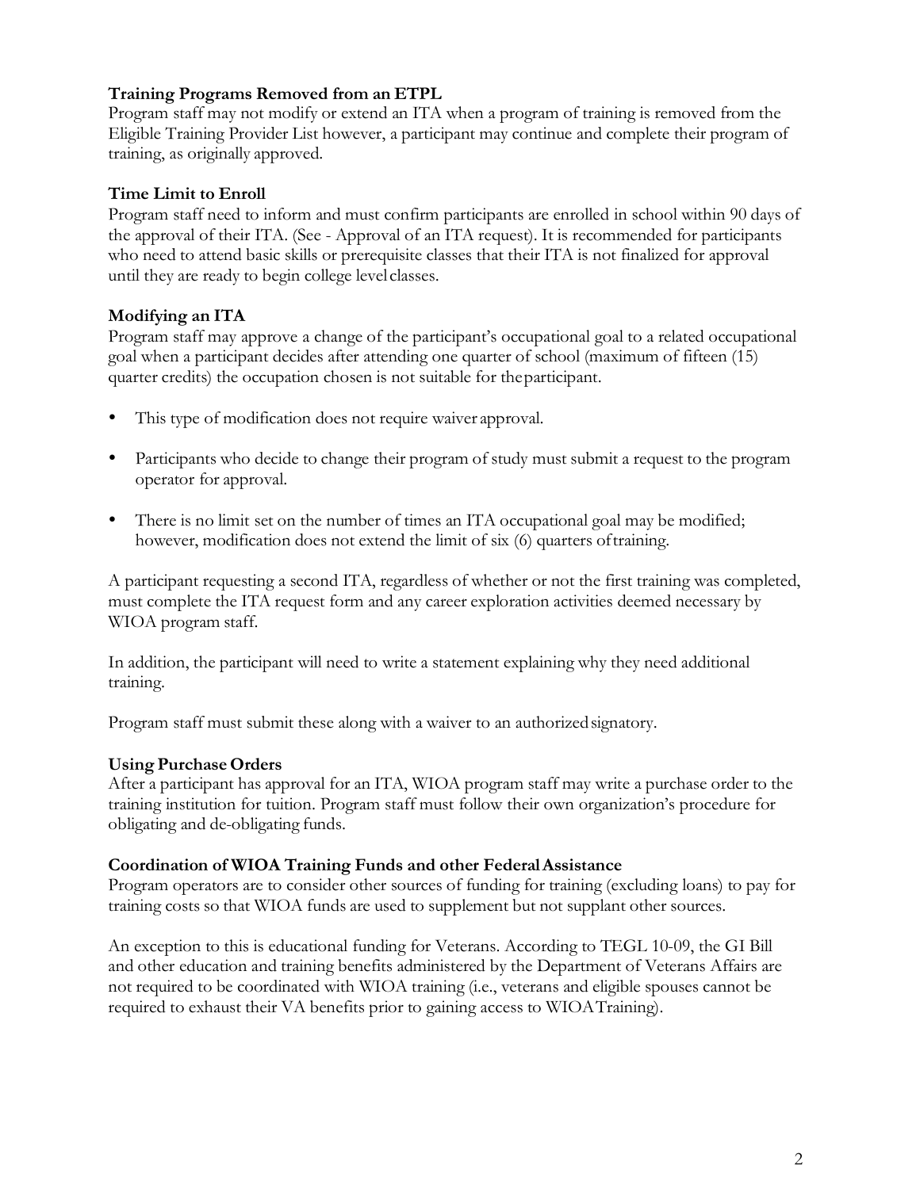**Training Programs Removed from an ETPL**
Program staff may not modify or extend an ITA when a program of training is removed from the Eligible Training Provider List however, a participant may continue and complete their program of training, as originally approved.

**Time Limit to Enroll**
Program staff need to inform and must confirm participants are enrolled in school within 90 days of the approval of their ITA. (See - Approval of an ITA request). It is recommended for participants who need to attend basic skills or prerequisite classes that their ITA is not finalized for approval until they are ready to begin college level classes.

**Modifying an ITA**
Program staff may approve a change of the participant's occupational goal to a related occupational goal when a participant decides after attending one quarter of school (maximum of fifteen (15) quarter credits) the occupation chosen is not suitable for the participant.

- This type of modification does not require waiver approval.
- Participants who decide to change their program of study must submit a request to the program operator for approval.
- There is no limit set on the number of times an ITA occupational goal may be modified; however, modification does not extend the limit of six (6) quarters of training.

A participant requesting a second ITA, regardless of whether or not the first training was completed, must complete the ITA request form and any career exploration activities deemed necessary by WIOA program staff.

In addition, the participant will need to write a statement explaining why they need additional training.

Program staff must submit these along with a waiver to an authorized signatory.

**Using Purchase Orders**
After a participant has approval for an ITA, WIOA program staff may write a purchase order to the training institution for tuition. Program staff must follow their own organization's procedure for obligating and de-obligating funds.

**Coordination of WIOA Training Funds and other Federal Assistance**
Program operators are to consider other sources of funding for training (excluding loans) to pay for training costs so that WIOA funds are used to supplement but not supplant other sources.

An exception to this is educational funding for Veterans. According to TEGL 10-09, the GI Bill and other education and training benefits administered by the Department of Veterans Affairs are not required to be coordinated with WIOA training (i.e., veterans and eligible spouses cannot be required to exhaust their VA benefits prior to gaining access to WIOA Training).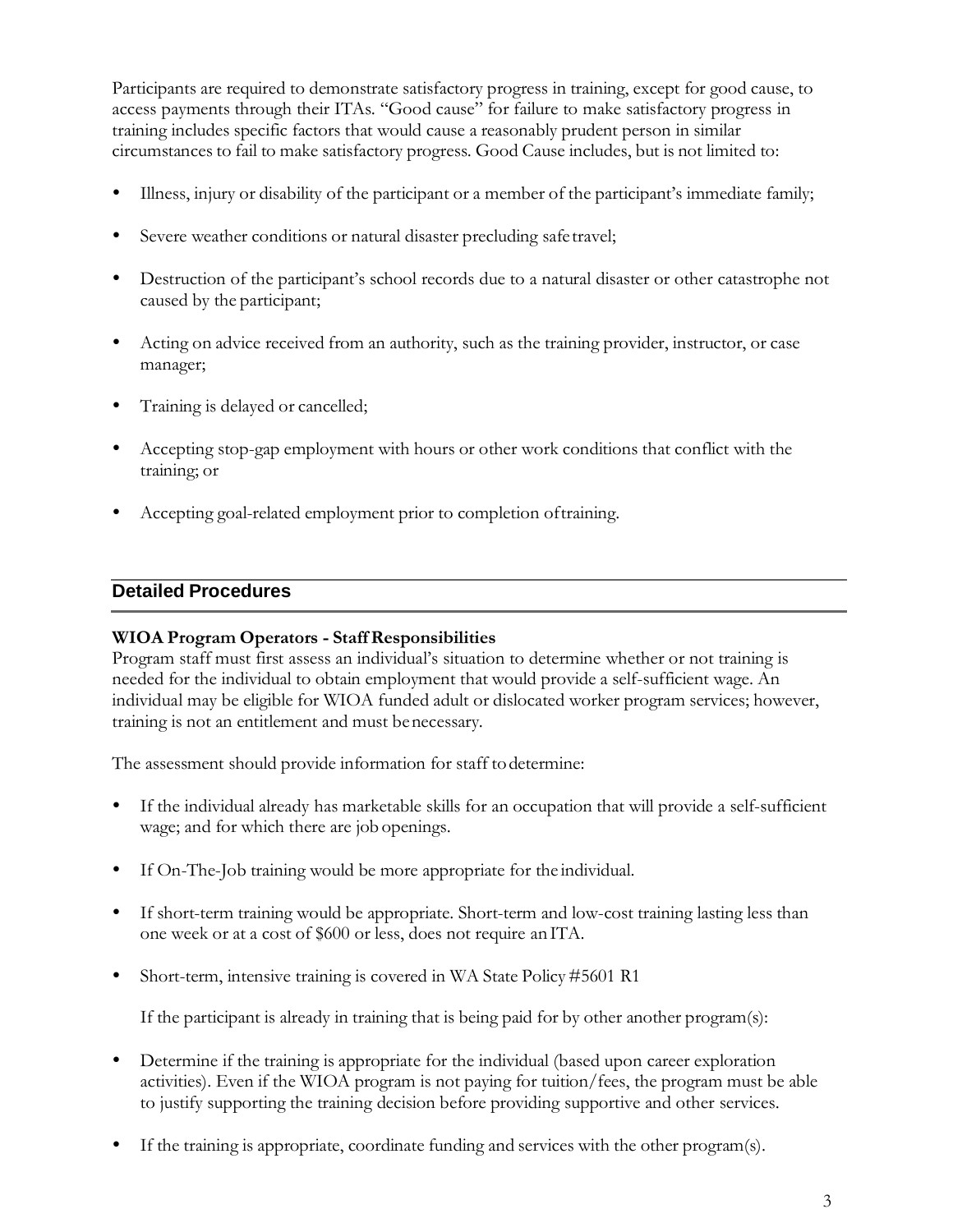Participants are required to demonstrate satisfactory progress in training, except for good cause, to access payments through their ITAs. "Good cause" for failure to make satisfactory progress in training includes specific factors that would cause a reasonably prudent person in similar circumstances to fail to make satisfactory progress. Good Cause includes, but is not limited to:

- Illness, injury or disability of the participant or a member of the participant's immediate family;
- Severe weather conditions or natural disaster precluding safe travel;
- Destruction of the participant's school records due to a natural disaster or other catastrophe not caused by the participant;
- Acting on advice received from an authority, such as the training provider, instructor, or case manager;
- Training is delayed or cancelled;
- Accepting stop-gap employment with hours or other work conditions that conflict with the training; or
- Accepting goal-related employment prior to completion of training.

## Detailed Procedures

**WIOA Program Operators - Staff Responsibilities**

Program staff must first assess an individual's situation to determine whether or not training is needed for the individual to obtain employment that would provide a self-sufficient wage. An individual may be eligible for WIOA funded adult or dislocated worker program services; however, training is not an entitlement and must be necessary.

The assessment should provide information for staff to determine:

- If the individual already has marketable skills for an occupation that will provide a self-sufficient wage; and for which there are job openings.
- If On-The-Job training would be more appropriate for the individual.
- If short-term training would be appropriate. Short-term and low-cost training lasting less than one week or at a cost of $600 or less, does not require an ITA.
- Short-term, intensive training is covered in WA State Policy #5601 R1

  If the participant is already in training that is being paid for by other another program(s):

- Determine if the training is appropriate for the individual (based upon career exploration activities). Even if the WIOA program is not paying for tuition/fees, the program must be able to justify supporting the training decision before providing supportive and other services.
- If the training is appropriate, coordinate funding and services with the other program(s).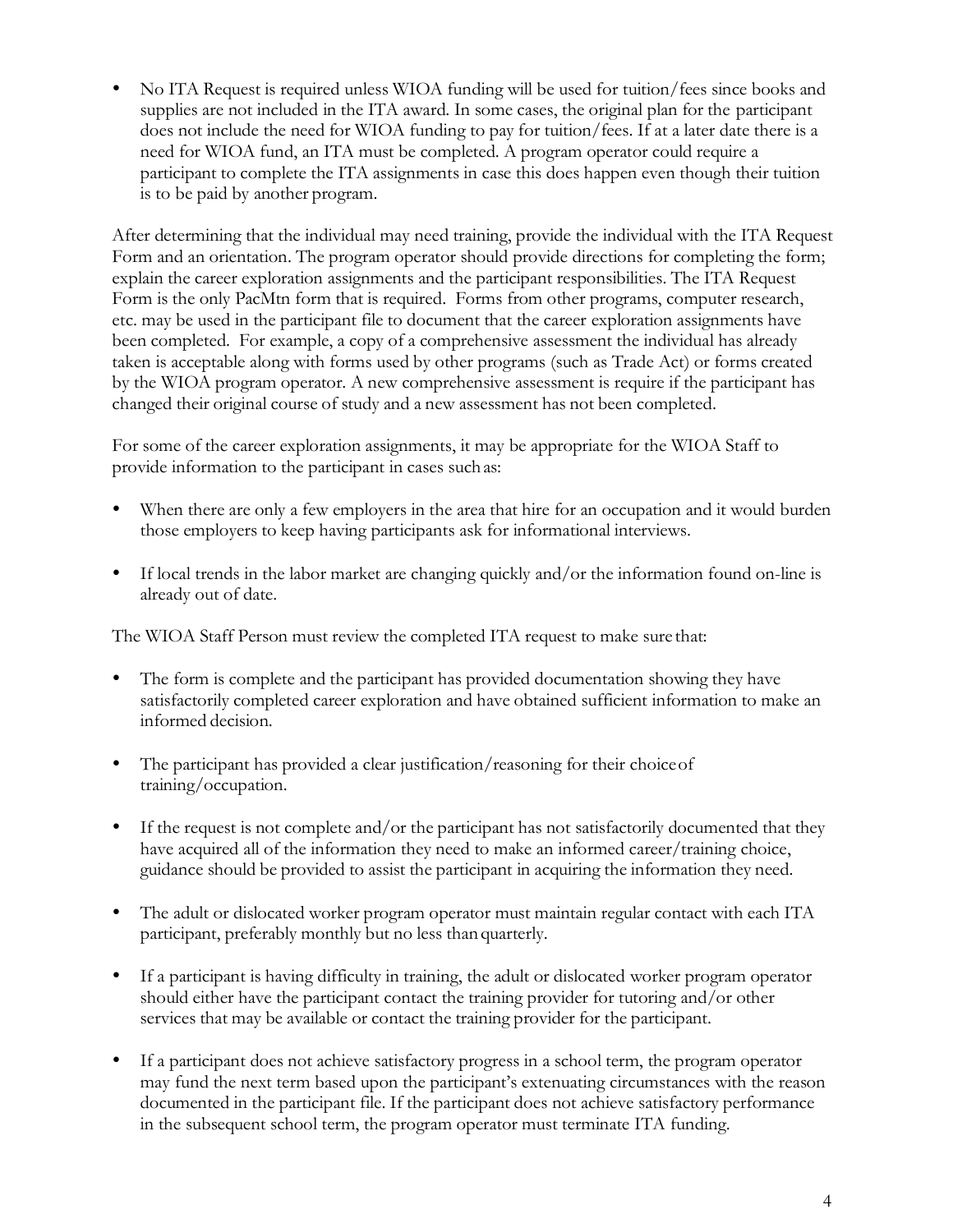- No ITA Request is required unless WIOA funding will be used for tuition/fees since books and supplies are not included in the ITA award. In some cases, the original plan for the participant does not include the need for WIOA funding to pay for tuition/fees. If at a later date there is a need for WIOA fund, an ITA must be completed. A program operator could require a participant to complete the ITA assignments in case this does happen even though their tuition is to be paid by another program.

After determining that the individual may need training, provide the individual with the ITA Request Form and an orientation. The program operator should provide directions for completing the form; explain the career exploration assignments and the participant responsibilities. The ITA Request Form is the only PacMtn form that is required. Forms from other programs, computer research, etc. may be used in the participant file to document that the career exploration assignments have been completed. For example, a copy of a comprehensive assessment the individual has already taken is acceptable along with forms used by other programs (such as Trade Act) or forms created by the WIOA program operator. A new comprehensive assessment is require if the participant has changed their original course of study and a new assessment has not been completed.

For some of the career exploration assignments, it may be appropriate for the WIOA Staff to provide information to the participant in cases such as:

- When there are only a few employers in the area that hire for an occupation and it would burden those employers to keep having participants ask for informational interviews.
- If local trends in the labor market are changing quickly and/or the information found on-line is already out of date.

The WIOA Staff Person must review the completed ITA request to make sure that:

- The form is complete and the participant has provided documentation showing they have satisfactorily completed career exploration and have obtained sufficient information to make an informed decision.
- The participant has provided a clear justification/reasoning for their choice of training/occupation.
- If the request is not complete and/or the participant has not satisfactorily documented that they have acquired all of the information they need to make an informed career/training choice, guidance should be provided to assist the participant in acquiring the information they need.
- The adult or dislocated worker program operator must maintain regular contact with each ITA participant, preferably monthly but no less than quarterly.
- If a participant is having difficulty in training, the adult or dislocated worker program operator should either have the participant contact the training provider for tutoring and/or other services that may be available or contact the training provider for the participant.
- If a participant does not achieve satisfactory progress in a school term, the program operator may fund the next term based upon the participant's extenuating circumstances with the reason documented in the participant file. If the participant does not achieve satisfactory performance in the subsequent school term, the program operator must terminate ITA funding.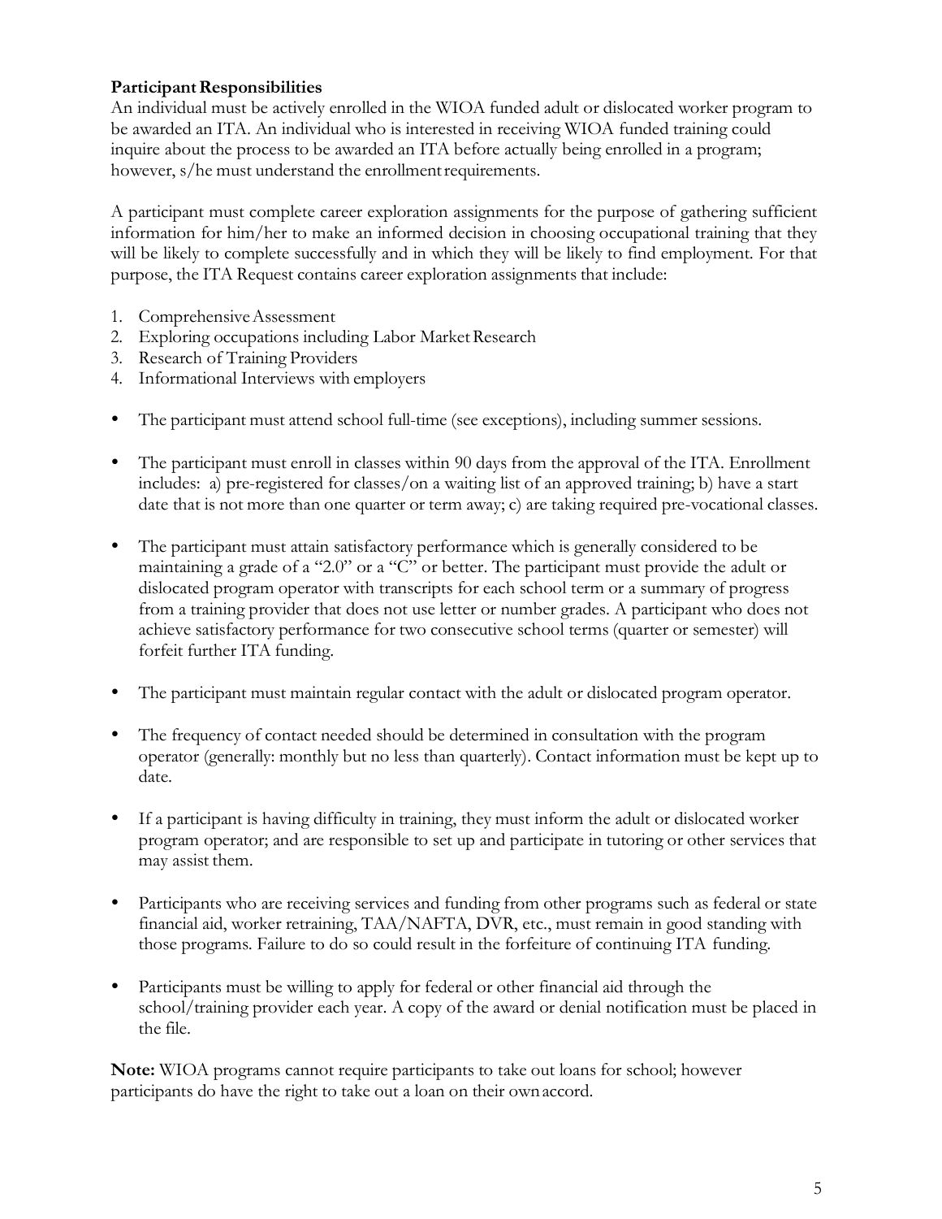**Participant Responsibilities**

An individual must be actively enrolled in the WIOA funded adult or dislocated worker program to be awarded an ITA. An individual who is interested in receiving WIOA funded training could inquire about the process to be awarded an ITA before actually being enrolled in a program; however, s/he must understand the enrollment requirements.

A participant must complete career exploration assignments for the purpose of gathering sufficient information for him/her to make an informed decision in choosing occupational training that they will be likely to complete successfully and in which they will be likely to find employment. For that purpose, the ITA Request contains career exploration assignments that include:

1. Comprehensive Assessment
2. Exploring occupations including Labor Market Research
3. Research of Training Providers
4. Informational Interviews with employers

- The participant must attend school full-time (see exceptions), including summer sessions.
- The participant must enroll in classes within 90 days from the approval of the ITA. Enrollment includes: a) pre-registered for classes/on a waiting list of an approved training; b) have a start date that is not more than one quarter or term away; c) are taking required pre-vocational classes.
- The participant must attain satisfactory performance which is generally considered to be maintaining a grade of a "2.0" or a "C" or better. The participant must provide the adult or dislocated program operator with transcripts for each school term or a summary of progress from a training provider that does not use letter or number grades. A participant who does not achieve satisfactory performance for two consecutive school terms (quarter or semester) will forfeit further ITA funding.
- The participant must maintain regular contact with the adult or dislocated program operator.
- The frequency of contact needed should be determined in consultation with the program operator (generally: monthly but no less than quarterly). Contact information must be kept up to date.
- If a participant is having difficulty in training, they must inform the adult or dislocated worker program operator; and are responsible to set up and participate in tutoring or other services that may assist them.
- Participants who are receiving services and funding from other programs such as federal or state financial aid, worker retraining, TAA/NAFTA, DVR, etc., must remain in good standing with those programs. Failure to do so could result in the forfeiture of continuing ITA funding.
- Participants must be willing to apply for federal or other financial aid through the school/training provider each year. A copy of the award or denial notification must be placed in the file.

**Note:** WIOA programs cannot require participants to take out loans for school; however participants do have the right to take out a loan on their own accord.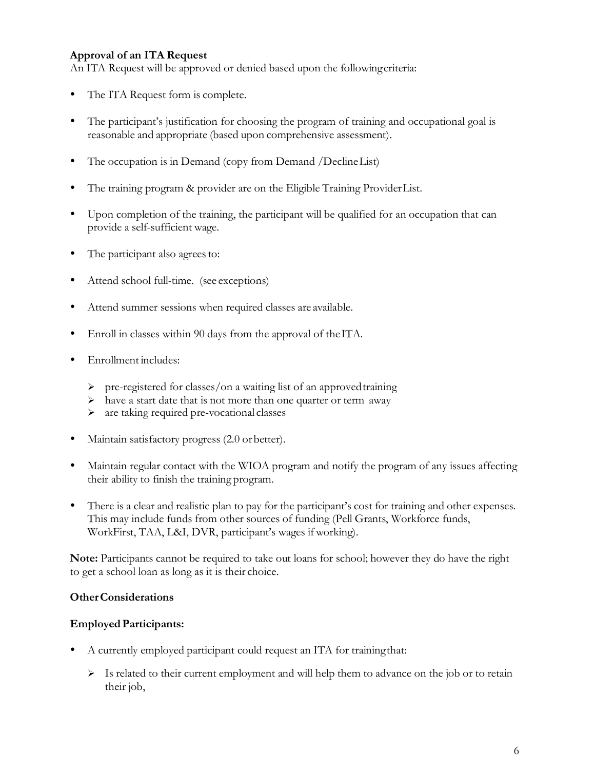**Approval of an ITA Request**
An ITA Request will be approved or denied based upon the following criteria:

- The ITA Request form is complete.
- The participant's justification for choosing the program of training and occupational goal is reasonable and appropriate (based upon comprehensive assessment).
- The occupation is in Demand (copy from Demand /Decline List)
- The training program & provider are on the Eligible Training Provider List.
- Upon completion of the training, the participant will be qualified for an occupation that can provide a self-sufficient wage.
- The participant also agrees to:
- Attend school full-time. (see exceptions)
- Attend summer sessions when required classes are available.
- Enroll in classes within 90 days from the approval of the ITA.
- Enrollment includes:
  - pre-registered for classes/on a waiting list of an approved training
  - have a start date that is not more than one quarter or term away
  - are taking required pre-vocational classes
- Maintain satisfactory progress (2.0 or better).
- Maintain regular contact with the WIOA program and notify the program of any issues affecting their ability to finish the training program.
- There is a clear and realistic plan to pay for the participant's cost for training and other expenses. This may include funds from other sources of funding (Pell Grants, Workforce funds, WorkFirst, TAA, L&I, DVR, participant's wages if working).

**Note:** Participants cannot be required to take out loans for school; however they do have the right to get a school loan as long as it is their choice.

**Other Considerations**

**Employed Participants:**

- A currently employed participant could request an ITA for training that:
  - Is related to their current employment and will help them to advance on the job or to retain their job,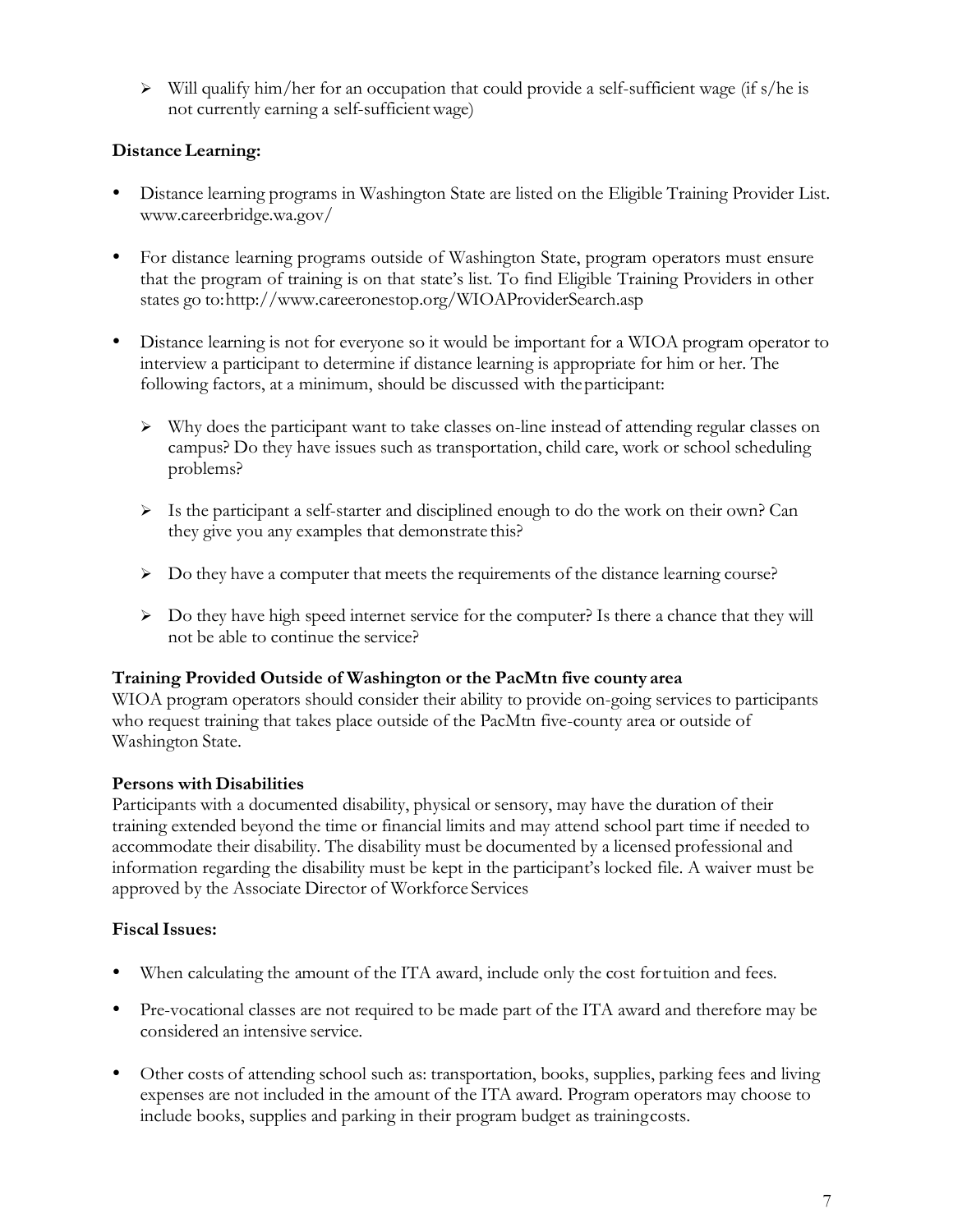- Will qualify him/her for an occupation that could provide a self-sufficient wage (if s/he is not currently earning a self-sufficient wage)

**Distance Learning:**

- Distance learning programs in Washington State are listed on the Eligible Training Provider List. www.careerbridge.wa.gov/

- For distance learning programs outside of Washington State, program operators must ensure that the program of training is on that state's list. To find Eligible Training Providers in other states go to: http://www.careeronestop.org/WIOAProviderSearch.asp

- Distance learning is not for everyone so it would be important for a WIOA program operator to interview a participant to determine if distance learning is appropriate for him or her. The following factors, at a minimum, should be discussed with the participant:

  - Why does the participant want to take classes on-line instead of attending regular classes on campus? Do they have issues such as transportation, child care, work or school scheduling problems?

  - Is the participant a self-starter and disciplined enough to do the work on their own? Can they give you any examples that demonstrate this?

  - Do they have a computer that meets the requirements of the distance learning course?

  - Do they have high speed internet service for the computer? Is there a chance that they will not be able to continue the service?

**Training Provided Outside of Washington or the PacMtn five county area**

WIOA program operators should consider their ability to provide on-going services to participants who request training that takes place outside of the PacMtn five-county area or outside of Washington State.

**Persons with Disabilities**

Participants with a documented disability, physical or sensory, may have the duration of their training extended beyond the time or financial limits and may attend school part time if needed to accommodate their disability. The disability must be documented by a licensed professional and information regarding the disability must be kept in the participant's locked file. A waiver must be approved by the Associate Director of Workforce Services

**Fiscal Issues:**

- When calculating the amount of the ITA award, include only the cost for tuition and fees.

- Pre-vocational classes are not required to be made part of the ITA award and therefore may be considered an intensive service.

- Other costs of attending school such as: transportation, books, supplies, parking fees and living expenses are not included in the amount of the ITA award. Program operators may choose to include books, supplies and parking in their program budget as training costs.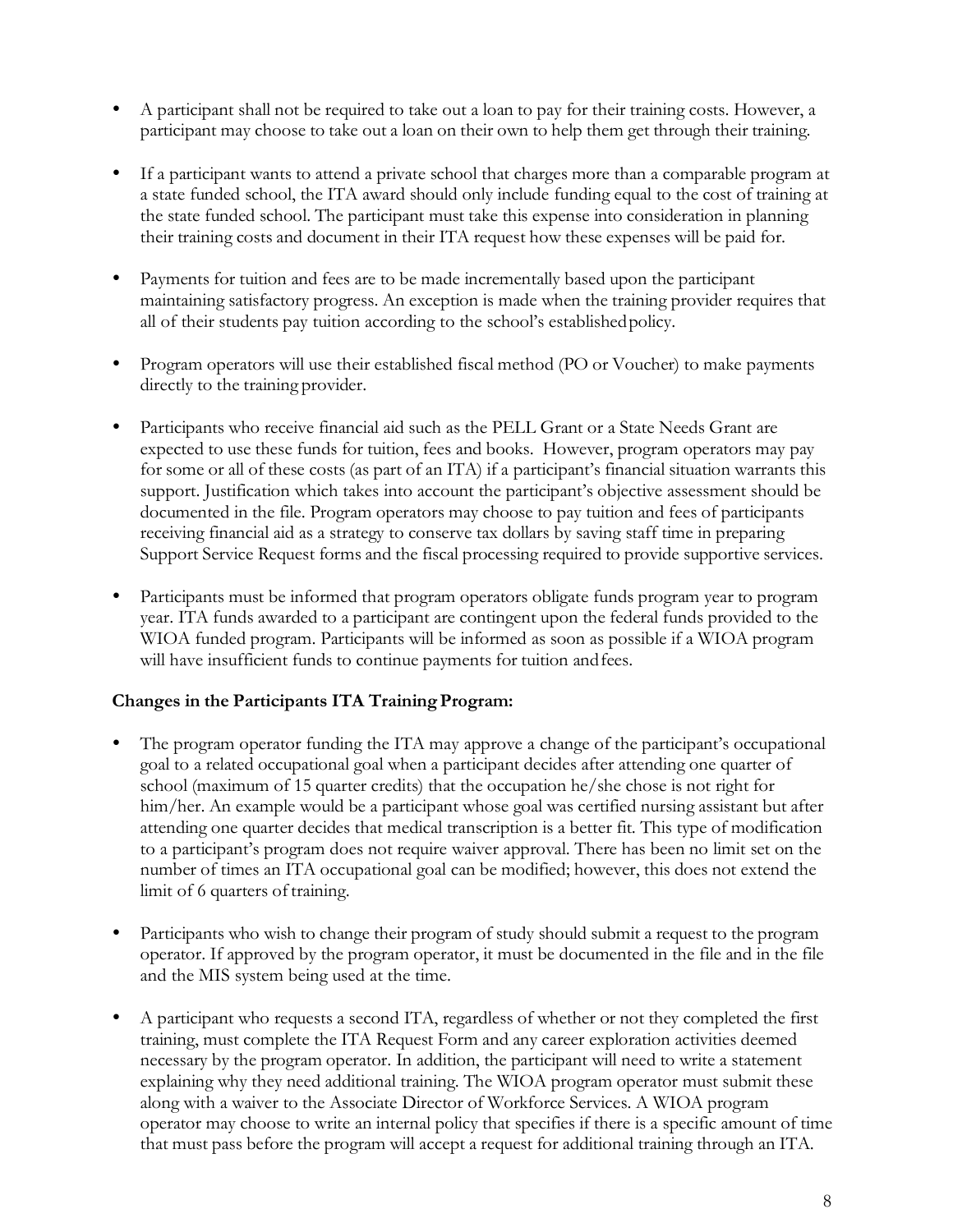- A participant shall not be required to take out a loan to pay for their training costs. However, a participant may choose to take out a loan on their own to help them get through their training.

- If a participant wants to attend a private school that charges more than a comparable program at a state funded school, the ITA award should only include funding equal to the cost of training at the state funded school. The participant must take this expense into consideration in planning their training costs and document in their ITA request how these expenses will be paid for.

- Payments for tuition and fees are to be made incrementally based upon the participant maintaining satisfactory progress. An exception is made when the training provider requires that all of their students pay tuition according to the school's established policy.

- Program operators will use their established fiscal method (PO or Voucher) to make payments directly to the training provider.

- Participants who receive financial aid such as the PELL Grant or a State Needs Grant are expected to use these funds for tuition, fees and books. However, program operators may pay for some or all of these costs (as part of an ITA) if a participant's financial situation warrants this support. Justification which takes into account the participant's objective assessment should be documented in the file. Program operators may choose to pay tuition and fees of participants receiving financial aid as a strategy to conserve tax dollars by saving staff time in preparing Support Service Request forms and the fiscal processing required to provide supportive services.

- Participants must be informed that program operators obligate funds program year to program year. ITA funds awarded to a participant are contingent upon the federal funds provided to the WIOA funded program. Participants will be informed as soon as possible if a WIOA program will have insufficient funds to continue payments for tuition and fees.

**Changes in the Participants ITA Training Program:**

- The program operator funding the ITA may approve a change of the participant's occupational goal to a related occupational goal when a participant decides after attending one quarter of school (maximum of 15 quarter credits) that the occupation he/she chose is not right for him/her. An example would be a participant whose goal was certified nursing assistant but after attending one quarter decides that medical transcription is a better fit. This type of modification to a participant's program does not require waiver approval. There has been no limit set on the number of times an ITA occupational goal can be modified; however, this does not extend the limit of 6 quarters of training.

- Participants who wish to change their program of study should submit a request to the program operator. If approved by the program operator, it must be documented in the file and in the file and the MIS system being used at the time.

- A participant who requests a second ITA, regardless of whether or not they completed the first training, must complete the ITA Request Form and any career exploration activities deemed necessary by the program operator. In addition, the participant will need to write a statement explaining why they need additional training. The WIOA program operator must submit these along with a waiver to the Associate Director of Workforce Services. A WIOA program operator may choose to write an internal policy that specifies if there is a specific amount of time that must pass before the program will accept a request for additional training through an ITA.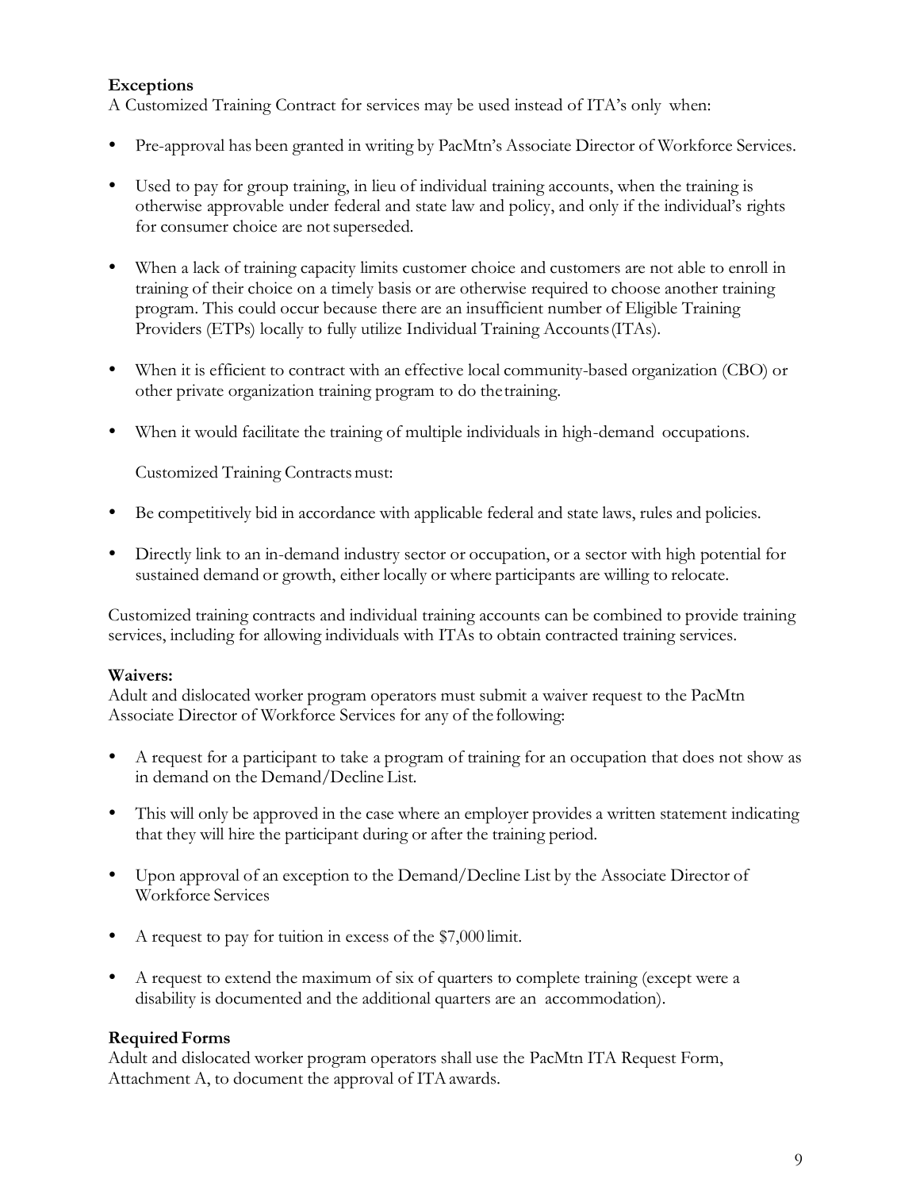**Exceptions**

A Customized Training Contract for services may be used instead of ITA's only when:

- Pre-approval has been granted in writing by PacMtn's Associate Director of Workforce Services.
- Used to pay for group training, in lieu of individual training accounts, when the training is otherwise approvable under federal and state law and policy, and only if the individual's rights for consumer choice are not superseded.
- When a lack of training capacity limits customer choice and customers are not able to enroll in training of their choice on a timely basis or are otherwise required to choose another training program. This could occur because there are an insufficient number of Eligible Training Providers (ETPs) locally to fully utilize Individual Training Accounts (ITAs).
- When it is efficient to contract with an effective local community-based organization (CBO) or other private organization training program to do the training.
- When it would facilitate the training of multiple individuals in high-demand occupations.

  Customized Training Contracts must:

- Be competitively bid in accordance with applicable federal and state laws, rules and policies.
- Directly link to an in-demand industry sector or occupation, or a sector with high potential for sustained demand or growth, either locally or where participants are willing to relocate.

Customized training contracts and individual training accounts can be combined to provide training services, including for allowing individuals with ITAs to obtain contracted training services.

**Waivers:**

Adult and dislocated worker program operators must submit a waiver request to the PacMtn Associate Director of Workforce Services for any of the following:

- A request for a participant to take a program of training for an occupation that does not show as in demand on the Demand/Decline List.
- This will only be approved in the case where an employer provides a written statement indicating that they will hire the participant during or after the training period.
- Upon approval of an exception to the Demand/Decline List by the Associate Director of Workforce Services
- A request to pay for tuition in excess of the $7,000 limit.
- A request to extend the maximum of six of quarters to complete training (except were a disability is documented and the additional quarters are an accommodation).

**Required Forms**

Adult and dislocated worker program operators shall use the PacMtn ITA Request Form, Attachment A, to document the approval of ITA awards.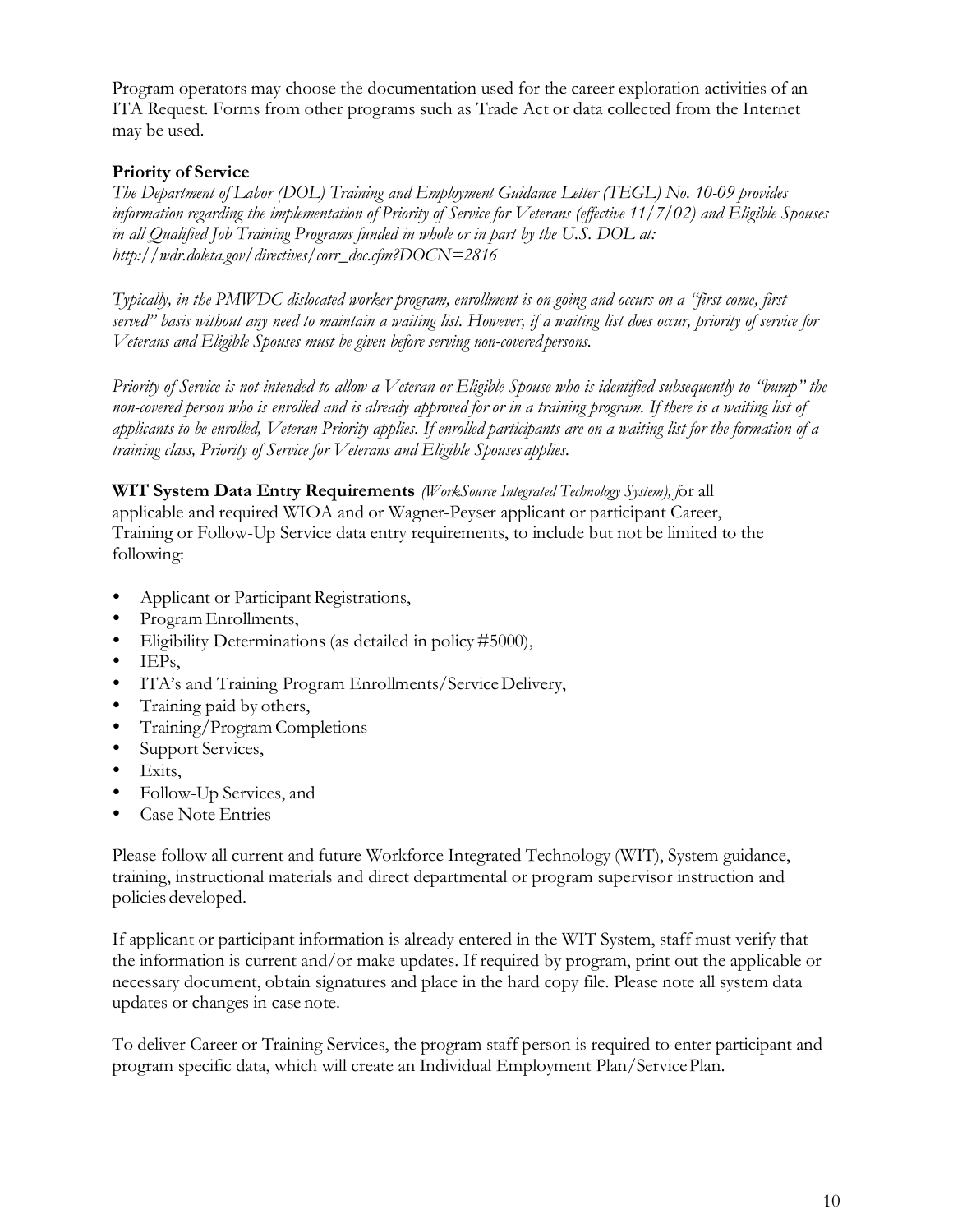Program operators may choose the documentation used for the career exploration activities of an ITA Request. Forms from other programs such as Trade Act or data collected from the Internet may be used.

**Priority of Service**

*The Department of Labor (DOL) Training and Employment Guidance Letter (TEGL) No. 10-09 provides information regarding the implementation of Priority of Service for Veterans (effective 11/7/02) and Eligible Spouses in all Qualified Job Training Programs funded in whole or in part by the U.S. DOL at: http://wdr.doleta.gov/directives/corr_doc.cfm?DOCN=2816*

*Typically, in the PMWDC dislocated worker program, enrollment is on-going and occurs on a "first come, first served" basis without any need to maintain a waiting list. However, if a waiting list does occur, priority of service for Veterans and Eligible Spouses must be given before serving non-covered persons.*

*Priority of Service is not intended to allow a Veteran or Eligible Spouse who is identified subsequently to "bump" the non-covered person who is enrolled and is already approved for or in a training program. If there is a waiting list of applicants to be enrolled, Veteran Priority applies. If enrolled participants are on a waiting list for the formation of a training class, Priority of Service for Veterans and Eligible Spouses applies.*

**WIT System Data Entry Requirements** *(WorkSource Integrated Technology System), f*or all applicable and required WIOA and or Wagner-Peyser applicant or participant Career, Training or Follow-Up Service data entry requirements, to include but not be limited to the following:

- Applicant or Participant Registrations,
- Program Enrollments,
- Eligibility Determinations (as detailed in policy #5000),
- IEPs,
- ITA's and Training Program Enrollments/Service Delivery,
- Training paid by others,
- Training/Program Completions
- Support Services,
- Exits,
- Follow-Up Services, and
- Case Note Entries

Please follow all current and future Workforce Integrated Technology (WIT), System guidance, training, instructional materials and direct departmental or program supervisor instruction and policies developed.

If applicant or participant information is already entered in the WIT System, staff must verify that the information is current and/or make updates. If required by program, print out the applicable or necessary document, obtain signatures and place in the hard copy file. Please note all system data updates or changes in case note.

To deliver Career or Training Services, the program staff person is required to enter participant and program specific data, which will create an Individual Employment Plan/Service Plan.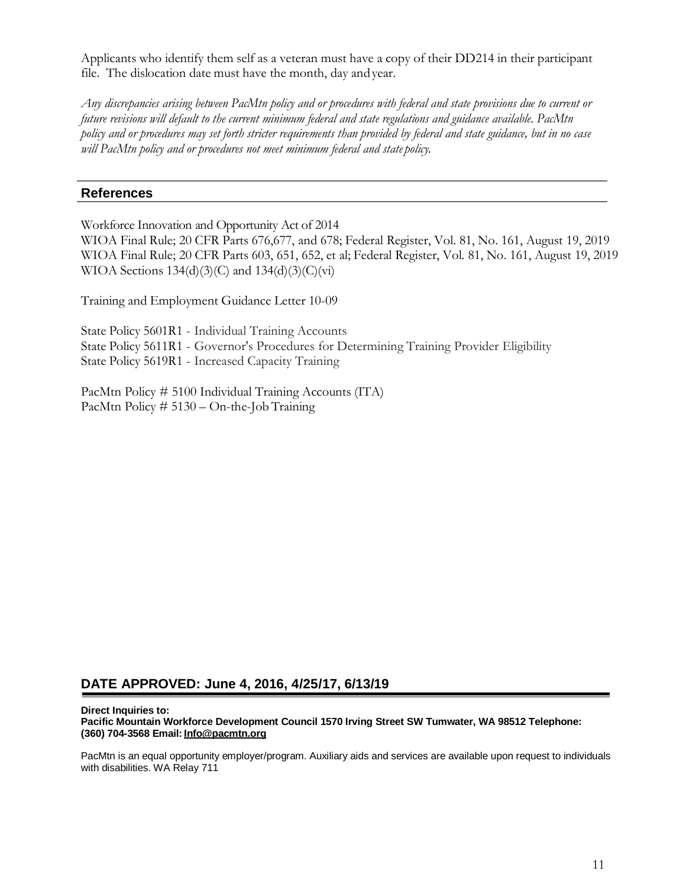Applicants who identify them self as a veteran must have a copy of their DD214 in their participant file. The dislocation date must have the month, day and year.

*Any discrepancies arising between PacMtn policy and or procedures with federal and state provisions due to current or future revisions will default to the current minimum federal and state regulations and guidance available. PacMtn policy and or procedures may set forth stricter requirements than provided by federal and state guidance, but in no case will PacMtn policy and or procedures not meet minimum federal and state policy.*

## References

Workforce Innovation and Opportunity Act of 2014
WIOA Final Rule; 20 CFR Parts 676,677, and 678; Federal Register, Vol. 81, No. 161, August 19, 2019
WIOA Final Rule; 20 CFR Parts 603, 651, 652, et al; Federal Register, Vol. 81, No. 161, August 19, 2019
WIOA Sections 134(d)(3)(C) and 134(d)(3)(C)(vi)

Training and Employment Guidance Letter 10-09

State Policy 5601R1 - Individual Training Accounts
State Policy 5611R1 - Governor's Procedures for Determining Training Provider Eligibility
State Policy 5619R1 - Increased Capacity Training

PacMtn Policy # 5100 Individual Training Accounts (ITA)
PacMtn Policy # 5130 – On-the-Job Training

## DATE APPROVED: June 4, 2016, 4/25/17, 6/13/19

**Direct Inquiries to:**
**Pacific Mountain Workforce Development Council 1570 Irving Street SW Tumwater, WA 98512 Telephone: (360) 704-3568 Email: Info@pacmtn.org**

PacMtn is an equal opportunity employer/program. Auxiliary aids and services are available upon request to individuals with disabilities. WA Relay 711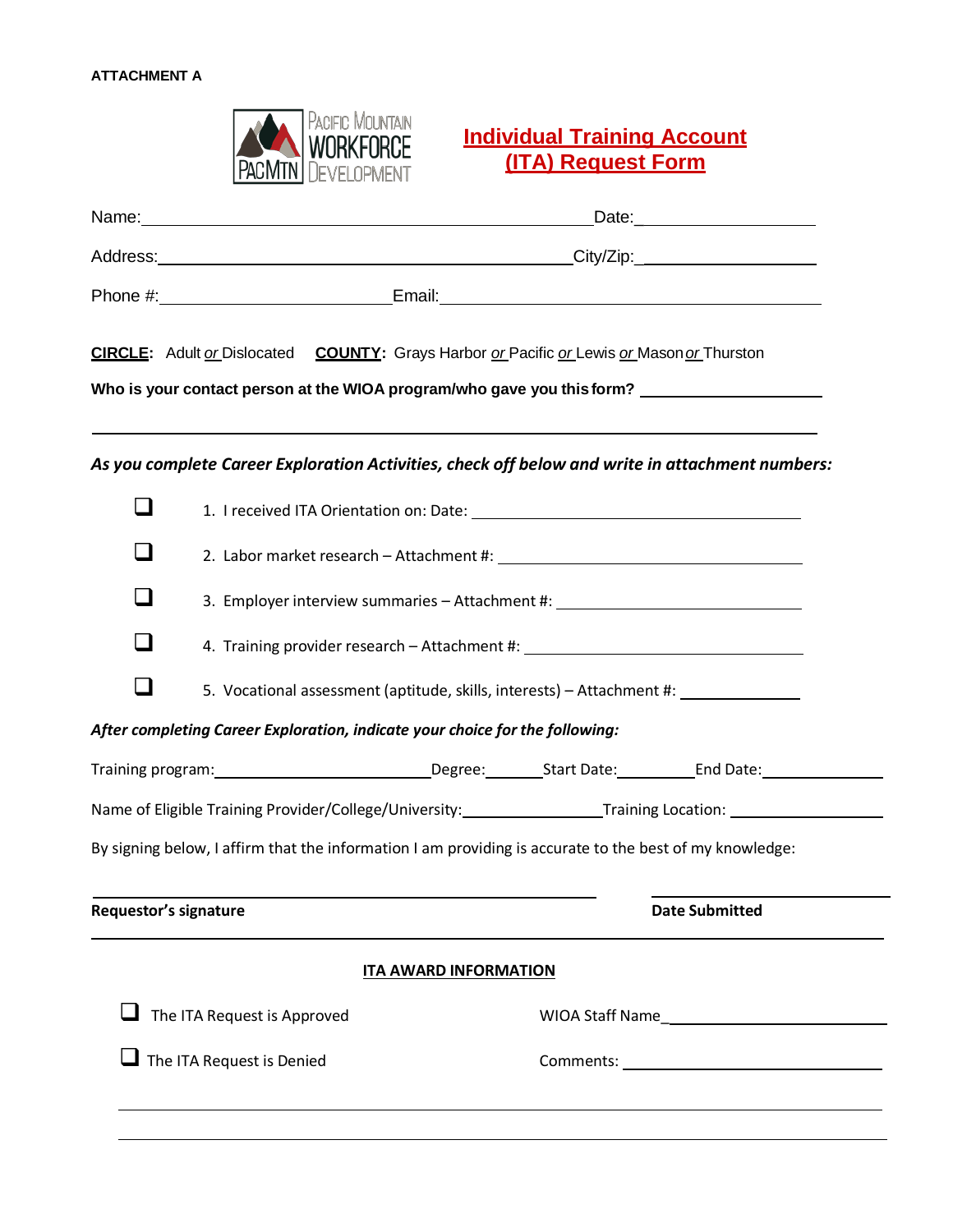ATTACHMENT A

PACMTN Pacific Mountain Workforce Development

# Individual Training Account (ITA) Request Form

Name:\_\_\_\_\_\_\_\_\_\_\_\_\_\_\_\_\_\_\_\_\_\_\_\_\_\_\_\_\_\_\_\_\_\_\_\_\_\_\_\_\_\_\_\_\_\_\_\_\_\_\_\_\_\_\_\_ Date:\_\_\_\_\_\_\_\_\_\_\_\_\_\_\_\_\_\_\_\_

Address:\_\_\_\_\_\_\_\_\_\_\_\_\_\_\_\_\_\_\_\_\_\_\_\_\_\_\_\_\_\_\_\_\_\_\_\_\_\_\_\_\_\_\_\_\_\_\_\_\_\_\_\_ City/Zip:\_\_\_\_\_\_\_\_\_\_\_\_\_\_\_\_\_\_\_\_

Phone #:\_\_\_\_\_\_\_\_\_\_\_\_\_\_\_\_\_\_\_\_\_\_\_\_\_\_\_\_ Email:\_\_\_\_\_\_\_\_\_\_\_\_\_\_\_\_\_\_\_\_\_\_\_\_\_\_\_\_\_\_\_\_\_\_\_\_\_\_\_\_\_\_\_\_\_\_\_\_\_\_

**CIRCLE:** Adult *or* Dislocated **COUNTY:** Grays Harbor *or* Pacific *or* Lewis *or* Mason *or* Thurston

**Who is your contact person at the WIOA program/who gave you this form?** \_\_\_\_\_\_\_\_\_\_\_\_\_\_\_\_\_\_\_\_\_\_\_\_

\_\_\_\_\_\_\_\_\_\_\_\_\_\_\_\_\_\_\_\_\_\_\_\_\_\_\_\_\_\_\_\_\_\_\_\_\_\_\_\_\_\_\_\_\_\_\_\_\_\_\_\_\_\_\_\_\_\_\_\_\_\_\_\_\_\_\_\_\_\_\_\_\_\_\_\_\_\_\_\_\_\_\_\_\_\_

***As you complete Career Exploration Activities, check off below and write in attachment numbers:***

- ☐ 1. I received ITA Orientation on: Date: \_\_\_\_\_\_\_\_\_\_\_\_\_\_\_\_\_\_\_\_\_\_\_\_\_\_\_\_\_\_\_\_\_\_\_\_\_\_\_\_
- ☐ 2. Labor market research – Attachment #: \_\_\_\_\_\_\_\_\_\_\_\_\_\_\_\_\_\_\_\_\_\_\_\_\_\_\_\_\_\_\_\_\_\_\_\_
- ☐ 3. Employer interview summaries – Attachment #: \_\_\_\_\_\_\_\_\_\_\_\_\_\_\_\_\_\_\_\_\_\_\_\_\_\_\_\_\_\_
- ☐ 4. Training provider research – Attachment #: \_\_\_\_\_\_\_\_\_\_\_\_\_\_\_\_\_\_\_\_\_\_\_\_\_\_\_\_\_\_\_\_\_
- ☐ 5. Vocational assessment (aptitude, skills, interests) – Attachment #: \_\_\_\_\_\_\_\_\_\_\_\_\_\_

***After completing Career Exploration, indicate your choice for the following:***

Training program:\_\_\_\_\_\_\_\_\_\_\_\_\_\_\_\_\_\_\_\_\_\_\_\_\_\_ Degree:\_\_\_\_\_\_\_ Start Date:\_\_\_\_\_\_\_\_\_\_ End Date:\_\_\_\_\_\_\_\_\_\_\_\_\_\_

Name of Eligible Training Provider/College/University:\_\_\_\_\_\_\_\_\_\_\_\_\_\_\_\_\_\_ Training Location: \_\_\_\_\_\_\_\_\_\_\_\_\_\_\_\_\_\_

By signing below, I affirm that the information I am providing is accurate to the best of my knowledge:

\_\_\_\_\_\_\_\_\_\_\_\_\_\_\_\_\_\_\_\_\_\_\_\_\_\_\_\_\_\_\_\_\_\_\_\_\_\_\_\_\_\_\_\_\_\_\_\_\_\_\_\_\_\_\_\_ \_\_\_\_\_\_\_\_\_\_\_\_\_\_\_\_\_\_\_\_\_\_\_\_\_\_\_\_\_\_

**Requestor's signature** **Date Submitted**

---

## ITA AWARD INFORMATION

☐ The ITA Request is Approved WIOA Staff Name\_\_\_\_\_\_\_\_\_\_\_\_\_\_\_\_\_\_\_\_\_\_\_\_\_\_\_\_\_\_\_\_

☐ The ITA Request is Denied Comments: \_\_\_\_\_\_\_\_\_\_\_\_\_\_\_\_\_\_\_\_\_\_\_\_\_\_\_\_\_\_\_\_\_\_\_\_

\_\_\_\_\_\_\_\_\_\_\_\_\_\_\_\_\_\_\_\_\_\_\_\_\_\_\_\_\_\_\_\_\_\_\_\_\_\_\_\_\_\_\_\_\_\_\_\_\_\_\_\_\_\_\_\_\_\_\_\_\_\_\_\_\_\_\_\_\_\_\_\_\_\_\_\_\_\_\_\_\_\_\_\_\_\_

\_\_\_\_\_\_\_\_\_\_\_\_\_\_\_\_\_\_\_\_\_\_\_\_\_\_\_\_\_\_\_\_\_\_\_\_\_\_\_\_\_\_\_\_\_\_\_\_\_\_\_\_\_\_\_\_\_\_\_\_\_\_\_\_\_\_\_\_\_\_\_\_\_\_\_\_\_\_\_\_\_\_\_\_\_\_